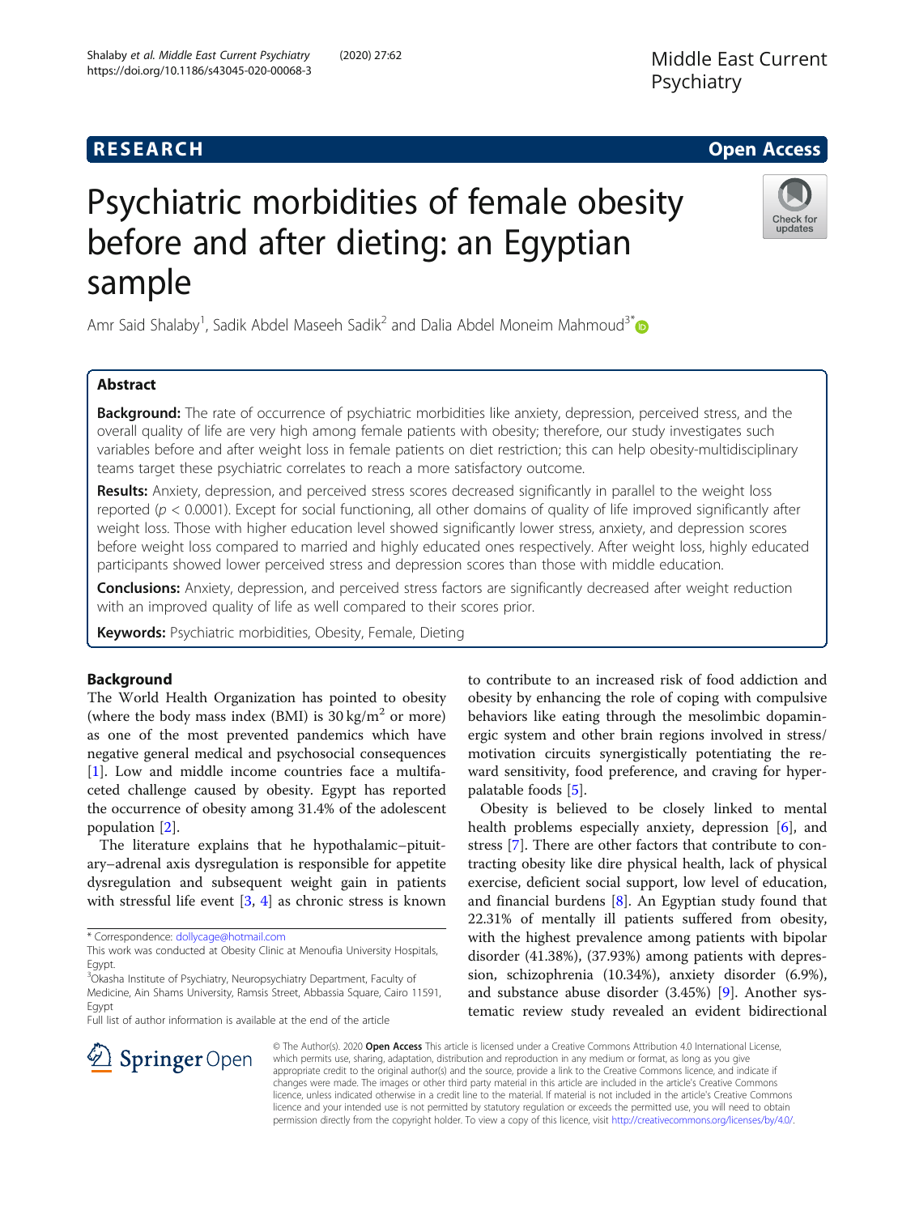# RESEARCH

**Open Access**

# Psychiatric morbidities of female obesity before and after dieting: an Egyptian sample

Amr Said Shalaby[1], Sadik Abdel Maseeh Sadik[2] and Dalia Abdel Moneim Mahmoud[3*]

## Abstract

**Background:** The rate of occurrence of psychiatric morbidities like anxiety, depression, perceived stress, and the overall quality of life are very high among female patients with obesity; therefore, our study investigates such variables before and after weight loss in female patients on diet restriction; this can help obesity-multidisciplinary teams target these psychiatric correlates to reach a more satisfactory outcome.

**Results:** Anxiety, depression, and perceived stress scores decreased significantly in parallel to the weight loss reported ($p < 0.0001$). Except for social functioning, all other domains of quality of life improved significantly after weight loss. Those with higher education level showed significantly lower stress, anxiety, and depression scores before weight loss compared to married and highly educated ones respectively. After weight loss, highly educated participants showed lower perceived stress and depression scores than those with middle education.

**Conclusions:** Anxiety, depression, and perceived stress factors are significantly decreased after weight reduction with an improved quality of life as well compared to their scores prior.

**Keywords:** Psychiatric morbidities, Obesity, Female, Dieting

## Background

The World Health Organization has pointed to obesity (where the body mass index (BMI) is 30 kg/m$^2$ or more) as one of the most prevented pandemics which have negative general medical and psychosocial consequences [1]. Low and middle income countries face a multifaceted challenge caused by obesity. Egypt has reported the occurrence of obesity among 31.4% of the adolescent population [2].

The literature explains that he hypothalamic–pituitary–adrenal axis dysregulation is responsible for appetite dysregulation and subsequent weight gain in patients with stressful life event [3, 4] as chronic stress is known to contribute to an increased risk of food addiction and obesity by enhancing the role of coping with compulsive behaviors like eating through the mesolimbic dopaminergic system and other brain regions involved in stress/motivation circuits synergistically potentiating the reward sensitivity, food preference, and craving for hyperpalatable foods [5].

Obesity is believed to be closely linked to mental health problems especially anxiety, depression [6], and stress [7]. There are other factors that contribute to contracting obesity like dire physical health, lack of physical exercise, deficient social support, low level of education, and financial burdens [8]. An Egyptian study found that 22.31% of mentally ill patients suffered from obesity, with the highest prevalence among patients with bipolar disorder (41.38%), (37.93%) among patients with depression, schizophrenia (10.34%), anxiety disorder (6.9%), and substance abuse disorder (3.45%) [9]. Another systematic review study revealed an evident bidirectional

---

* Correspondence: dollycage@hotmail.com

This work was conducted at Obesity Clinic at Menoufia University Hospitals, Egypt.

[3]Okasha Institute of Psychiatry, Neuropsychiatry Department, Faculty of Medicine, Ain Shams University, Ramsis Street, Abbassia Square, Cairo 11591, Egypt

Full list of author information is available at the end of the article

© The Author(s). 2020 **Open Access** This article is licensed under a Creative Commons Attribution 4.0 International License, which permits use, sharing, adaptation, distribution and reproduction in any medium or format, as long as you give appropriate credit to the original author(s) and the source, provide a link to the Creative Commons licence, and indicate if changes were made. The images or other third party material in this article are included in the article's Creative Commons licence, unless indicated otherwise in a credit line to the material. If material is not included in the article's Creative Commons licence and your intended use is not permitted by statutory regulation or exceeds the permitted use, you will need to obtain permission directly from the copyright holder. To view a copy of this licence, visit http://creativecommons.org/licenses/by/4.0/.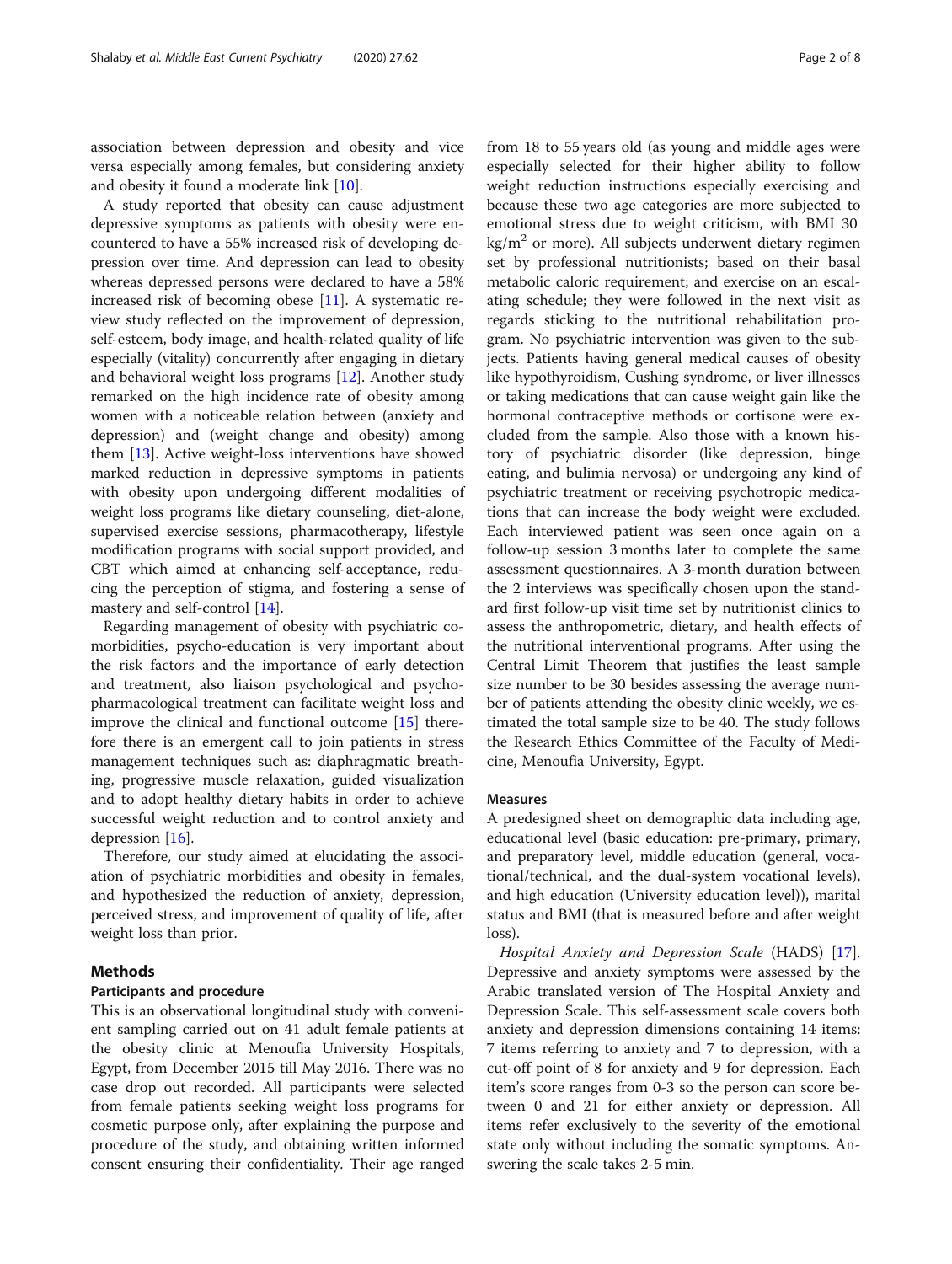association between depression and obesity and vice versa especially among females, but considering anxiety and obesity it found a moderate link [10].

A study reported that obesity can cause adjustment depressive symptoms as patients with obesity were encountered to have a 55% increased risk of developing depression over time. And depression can lead to obesity whereas depressed persons were declared to have a 58% increased risk of becoming obese [11]. A systematic review study reflected on the improvement of depression, self-esteem, body image, and health-related quality of life especially (vitality) concurrently after engaging in dietary and behavioral weight loss programs [12]. Another study remarked on the high incidence rate of obesity among women with a noticeable relation between (anxiety and depression) and (weight change and obesity) among them [13]. Active weight-loss interventions have showed marked reduction in depressive symptoms in patients with obesity upon undergoing different modalities of weight loss programs like dietary counseling, diet-alone, supervised exercise sessions, pharmacotherapy, lifestyle modification programs with social support provided, and CBT which aimed at enhancing self-acceptance, reducing the perception of stigma, and fostering a sense of mastery and self-control [14].

Regarding management of obesity with psychiatric comorbidities, psycho-education is very important about the risk factors and the importance of early detection and treatment, also liaison psychological and psychopharmacological treatment can facilitate weight loss and improve the clinical and functional outcome [15] therefore there is an emergent call to join patients in stress management techniques such as: diaphragmatic breathing, progressive muscle relaxation, guided visualization and to adopt healthy dietary habits in order to achieve successful weight reduction and to control anxiety and depression [16].

Therefore, our study aimed at elucidating the association of psychiatric morbidities and obesity in females, and hypothesized the reduction of anxiety, depression, perceived stress, and improvement of quality of life, after weight loss than prior.

## Methods

### Participants and procedure

This is an observational longitudinal study with convenient sampling carried out on 41 adult female patients at the obesity clinic at Menoufia University Hospitals, Egypt, from December 2015 till May 2016. There was no case drop out recorded. All participants were selected from female patients seeking weight loss programs for cosmetic purpose only, after explaining the purpose and procedure of the study, and obtaining written informed consent ensuring their confidentiality. Their age ranged from 18 to 55 years old (as young and middle ages were especially selected for their higher ability to follow weight reduction instructions especially exercising and because these two age categories are more subjected to emotional stress due to weight criticism, with BMI 30 $kg/m^2$ or more). All subjects underwent dietary regimen set by professional nutritionists; based on their basal metabolic caloric requirement; and exercise on an escalating schedule; they were followed in the next visit as regards sticking to the nutritional rehabilitation program. No psychiatric intervention was given to the subjects. Patients having general medical causes of obesity like hypothyroidism, Cushing syndrome, or liver illnesses or taking medications that can cause weight gain like the hormonal contraceptive methods or cortisone were excluded from the sample. Also those with a known history of psychiatric disorder (like depression, binge eating, and bulimia nervosa) or undergoing any kind of psychiatric treatment or receiving psychotropic medications that can increase the body weight were excluded. Each interviewed patient was seen once again on a follow-up session 3 months later to complete the same assessment questionnaires. A 3-month duration between the 2 interviews was specifically chosen upon the standard first follow-up visit time set by nutritionist clinics to assess the anthropometric, dietary, and health effects of the nutritional interventional programs. After using the Central Limit Theorem that justifies the least sample size number to be 30 besides assessing the average number of patients attending the obesity clinic weekly, we estimated the total sample size to be 40. The study follows the Research Ethics Committee of the Faculty of Medicine, Menoufia University, Egypt.

### Measures

A predesigned sheet on demographic data including age, educational level (basic education: pre-primary, primary, and preparatory level, middle education (general, vocational/technical, and the dual-system vocational levels), and high education (University education level)), marital status and BMI (that is measured before and after weight loss).

*Hospital Anxiety and Depression Scale* (HADS) [17]. Depressive and anxiety symptoms were assessed by the Arabic translated version of The Hospital Anxiety and Depression Scale. This self-assessment scale covers both anxiety and depression dimensions containing 14 items: 7 items referring to anxiety and 7 to depression, with a cut-off point of 8 for anxiety and 9 for depression. Each item's score ranges from 0-3 so the person can score between 0 and 21 for either anxiety or depression. All items refer exclusively to the severity of the emotional state only without including the somatic symptoms. Answering the scale takes 2-5 min.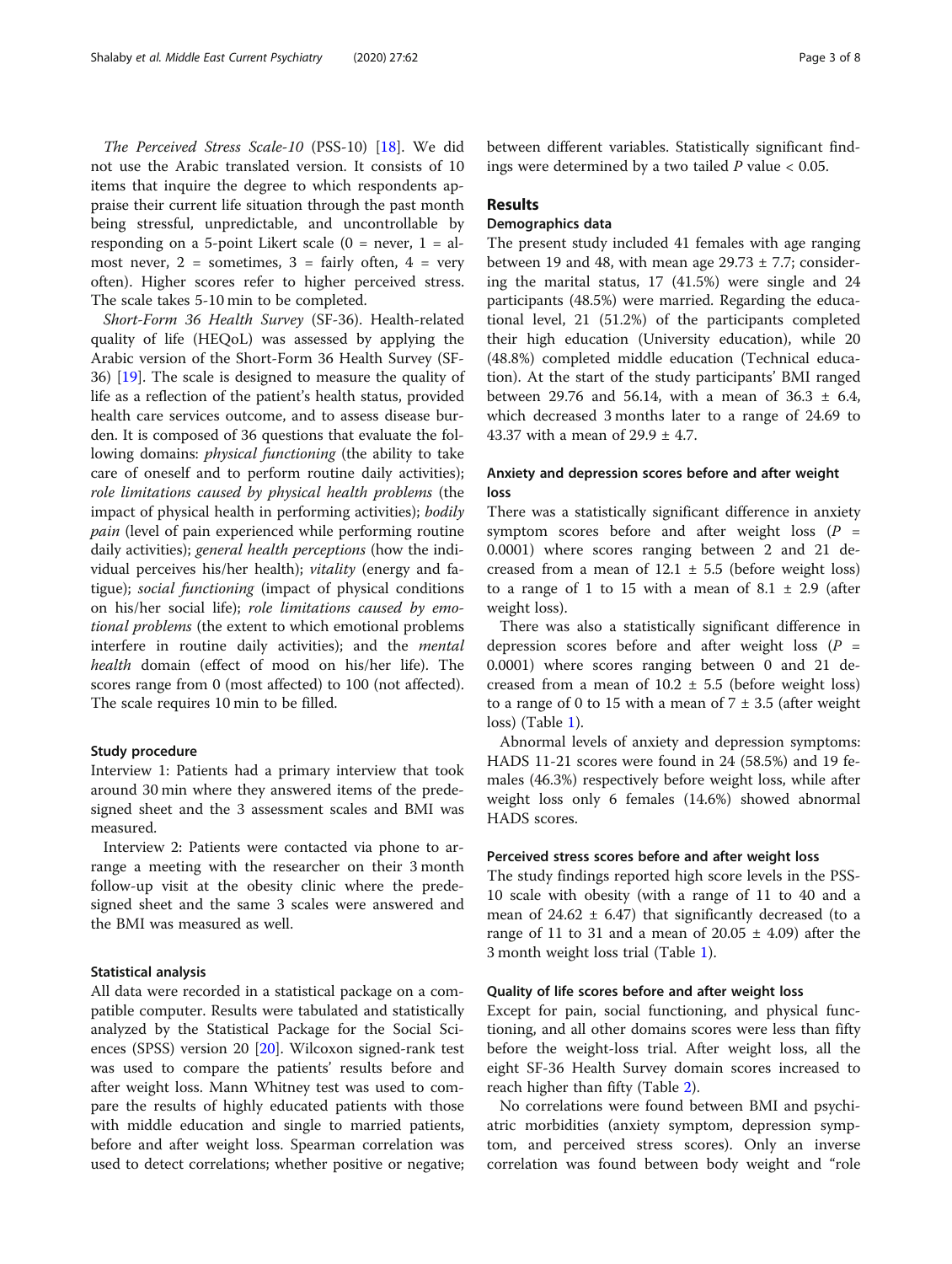*The Perceived Stress Scale-10* (PSS-10) [18]. We did not use the Arabic translated version. It consists of 10 items that inquire the degree to which respondents appraise their current life situation through the past month being stressful, unpredictable, and uncontrollable by responding on a 5-point Likert scale (0 = never, 1 = almost never, 2 = sometimes, 3 = fairly often, 4 = very often). Higher scores refer to higher perceived stress. The scale takes 5-10 min to be completed.

*Short-Form 36 Health Survey* (SF-36). Health-related quality of life (HEQoL) was assessed by applying the Arabic version of the Short-Form 36 Health Survey (SF-36) [19]. The scale is designed to measure the quality of life as a reflection of the patient's health status, provided health care services outcome, and to assess disease burden. It is composed of 36 questions that evaluate the following domains: *physical functioning* (the ability to take care of oneself and to perform routine daily activities); *role limitations caused by physical health problems* (the impact of physical health in performing activities); *bodily pain* (level of pain experienced while performing routine daily activities); *general health perceptions* (how the individual perceives his/her health); *vitality* (energy and fatigue); *social functioning* (impact of physical conditions on his/her social life); *role limitations caused by emotional problems* (the extent to which emotional problems interfere in routine daily activities); and the *mental health* domain (effect of mood on his/her life). The scores range from 0 (most affected) to 100 (not affected). The scale requires 10 min to be filled.

#### Study procedure

Interview 1: Patients had a primary interview that took around 30 min where they answered items of the predesigned sheet and the 3 assessment scales and BMI was measured.

Interview 2: Patients were contacted via phone to arrange a meeting with the researcher on their 3 month follow-up visit at the obesity clinic where the predesigned sheet and the same 3 scales were answered and the BMI was measured as well.

#### Statistical analysis

All data were recorded in a statistical package on a compatible computer. Results were tabulated and statistically analyzed by the Statistical Package for the Social Sciences (SPSS) version 20 [20]. Wilcoxon signed-rank test was used to compare the patients' results before and after weight loss. Mann Whitney test was used to compare the results of highly educated patients with those with middle education and single to married patients, before and after weight loss. Spearman correlation was used to detect correlations; whether positive or negative; between different variables. Statistically significant findings were determined by a two tailed $P$ value < 0.05.

## Results

### Demographics data

The present study included 41 females with age ranging between 19 and 48, with mean age 29.73 ± 7.7; considering the marital status, 17 (41.5%) were single and 24 participants (48.5%) were married. Regarding the educational level, 21 (51.2%) of the participants completed their high education (University education), while 20 (48.8%) completed middle education (Technical education). At the start of the study participants' BMI ranged between 29.76 and 56.14, with a mean of 36.3 ± 6.4, which decreased 3 months later to a range of 24.69 to 43.37 with a mean of 29.9 ± 4.7.

### Anxiety and depression scores before and after weight loss

There was a statistically significant difference in anxiety symptom scores before and after weight loss ($P$ = 0.0001) where scores ranging between 2 and 21 decreased from a mean of 12.1 ± 5.5 (before weight loss) to a range of 1 to 15 with a mean of 8.1 ± 2.9 (after weight loss).

There was also a statistically significant difference in depression scores before and after weight loss ($P$ = 0.0001) where scores ranging between 0 and 21 decreased from a mean of 10.2 ± 5.5 (before weight loss) to a range of 0 to 15 with a mean of 7 ± 3.5 (after weight loss) (Table 1).

Abnormal levels of anxiety and depression symptoms: HADS 11-21 scores were found in 24 (58.5%) and 19 females (46.3%) respectively before weight loss, while after weight loss only 6 females (14.6%) showed abnormal HADS scores.

### Perceived stress scores before and after weight loss

The study findings reported high score levels in the PSS-10 scale with obesity (with a range of 11 to 40 and a mean of 24.62 ± 6.47) that significantly decreased (to a range of 11 to 31 and a mean of 20.05 ± 4.09) after the 3 month weight loss trial (Table 1).

### Quality of life scores before and after weight loss

Except for pain, social functioning, and physical functioning, and all other domains scores were less than fifty before the weight-loss trial. After weight loss, all the eight SF-36 Health Survey domain scores increased to reach higher than fifty (Table 2).

No correlations were found between BMI and psychiatric morbidities (anxiety symptom, depression symptom, and perceived stress scores). Only an inverse correlation was found between body weight and "role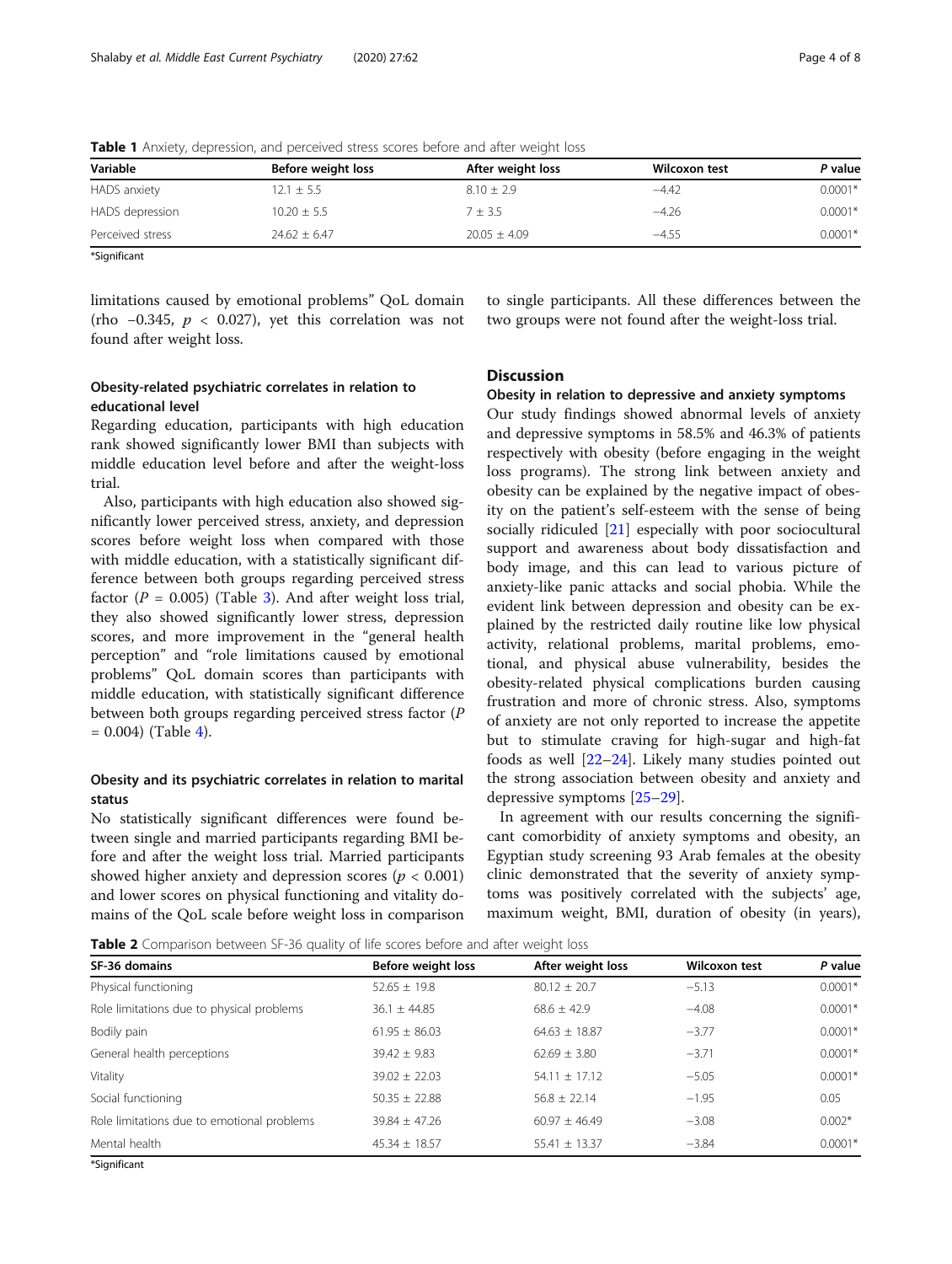**Table 1** Anxiety, depression, and perceived stress scores before and after weight loss

| Variable | Before weight loss | After weight loss | Wilcoxon test | *P* value |
|---|---|---|---|---|
| HADS anxiety | 12.1 ± 5.5 | 8.10 ± 2.9 | −4.42 | 0.0001* |
| HADS depression | 10.20 ± 5.5 | 7 ± 3.5 | −4.26 | 0.0001* |
| Perceived stress | 24.62 ± 6.47 | 20.05 ± 4.09 | −4.55 | 0.0001* |

*Significant

limitations caused by emotional problems" QoL domain (rho −0.345, $p < 0.027$), yet this correlation was not found after weight loss.

### Obesity-related psychiatric correlates in relation to educational level

Regarding education, participants with high education rank showed significantly lower BMI than subjects with middle education level before and after the weight-loss trial.

Also, participants with high education also showed significantly lower perceived stress, anxiety, and depression scores before weight loss when compared with those with middle education, with a statistically significant difference between both groups regarding perceived stress factor ($P = 0.005$) (Table 3). And after weight loss trial, they also showed significantly lower stress, depression scores, and more improvement in the "general health perception" and "role limitations caused by emotional problems" QoL domain scores than participants with middle education, with statistically significant difference between both groups regarding perceived stress factor ($P = 0.004$) (Table 4).

### Obesity and its psychiatric correlates in relation to marital status

No statistically significant differences were found between single and married participants regarding BMI before and after the weight loss trial. Married participants showed higher anxiety and depression scores ($p < 0.001$) and lower scores on physical functioning and vitality domains of the QoL scale before weight loss in comparison to single participants. All these differences between the two groups were not found after the weight-loss trial.

## Discussion

### Obesity in relation to depressive and anxiety symptoms

Our study findings showed abnormal levels of anxiety and depressive symptoms in 58.5% and 46.3% of patients respectively with obesity (before engaging in the weight loss programs). The strong link between anxiety and obesity can be explained by the negative impact of obesity on the patient's self-esteem with the sense of being socially ridiculed [21] especially with poor sociocultural support and awareness about body dissatisfaction and body image, and this can lead to various picture of anxiety-like panic attacks and social phobia. While the evident link between depression and obesity can be explained by the restricted daily routine like low physical activity, relational problems, marital problems, emotional, and physical abuse vulnerability, besides the obesity-related physical complications burden causing frustration and more of chronic stress. Also, symptoms of anxiety are not only reported to increase the appetite but to stimulate craving for high-sugar and high-fat foods as well [22–24]. Likely many studies pointed out the strong association between obesity and anxiety and depressive symptoms [25–29].

In agreement with our results concerning the significant comorbidity of anxiety symptoms and obesity, an Egyptian study screening 93 Arab females at the obesity clinic demonstrated that the severity of anxiety symptoms was positively correlated with the subjects' age, maximum weight, BMI, duration of obesity (in years),

**Table 2** Comparison between SF-36 quality of life scores before and after weight loss

| SF-36 domains | Before weight loss | After weight loss | Wilcoxon test | *P* value |
|---|---|---|---|---|
| Physical functioning | 52.65 ± 19.8 | 80.12 ± 20.7 | −5.13 | 0.0001* |
| Role limitations due to physical problems | 36.1 ± 44.85 | 68.6 ± 42.9 | −4.08 | 0.0001* |
| Bodily pain | 61.95 ± 86.03 | 64.63 ± 18.87 | −3.77 | 0.0001* |
| General health perceptions | 39.42 ± 9.83 | 62.69 ± 3.80 | −3.71 | 0.0001* |
| Vitality | 39.02 ± 22.03 | 54.11 ± 17.12 | −5.05 | 0.0001* |
| Social functioning | 50.35 ± 22.88 | 56.8 ± 22.14 | −1.95 | 0.05 |
| Role limitations due to emotional problems | 39.84 ± 47.26 | 60.97 ± 46.49 | −3.08 | 0.002* |
| Mental health | 45.34 ± 18.57 | 55.41 ± 13.37 | −3.84 | 0.0001* |

*Significant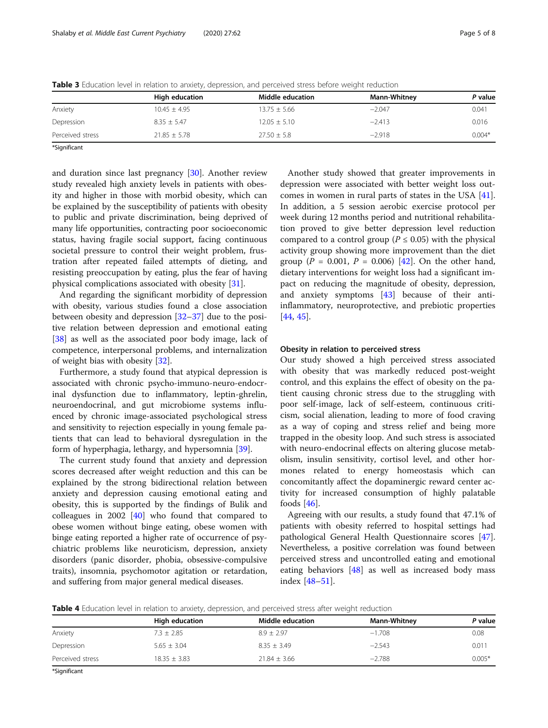**Table 3** Education level in relation to anxiety, depression, and perceived stress before weight reduction

| | High education | Middle education | Mann-Whitney | *P* value |
|---|---|---|---|---|
| Anxiety | 10.45 ± 4.95 | 13.75 ± 5.66 | −2.047 | 0.041 |
| Depression | 8.35 ± 5.47 | 12.05 ± 5.10 | −2.413 | 0.016 |
| Perceived stress | 21.85 ± 5.78 | 27.50 ± 5.8 | −2.918 | 0.004* |

*Significant

and duration since last pregnancy [30]. Another review study revealed high anxiety levels in patients with obesity and higher in those with morbid obesity, which can be explained by the susceptibility of patients with obesity to public and private discrimination, being deprived of many life opportunities, contracting poor socioeconomic status, having fragile social support, facing continuous societal pressure to control their weight problem, frustration after repeated failed attempts of dieting, and resisting preoccupation by eating, plus the fear of having physical complications associated with obesity [31].

And regarding the significant morbidity of depression with obesity, various studies found a close association between obesity and depression [32–37] due to the positive relation between depression and emotional eating [38] as well as the associated poor body image, lack of competence, interpersonal problems, and internalization of weight bias with obesity [32].

Furthermore, a study found that atypical depression is associated with chronic psycho-immuno-neuro-endocrinal dysfunction due to inflammatory, leptin-ghrelin, neuroendocrinal, and gut microbiome systems influenced by chronic image-associated psychological stress and sensitivity to rejection especially in young female patients that can lead to behavioral dysregulation in the form of hyperphagia, lethargy, and hypersomnia [39].

The current study found that anxiety and depression scores decreased after weight reduction and this can be explained by the strong bidirectional relation between anxiety and depression causing emotional eating and obesity, this is supported by the findings of Bulik and colleagues in 2002 [40] who found that compared to obese women without binge eating, obese women with binge eating reported a higher rate of occurrence of psychiatric problems like neuroticism, depression, anxiety disorders (panic disorder, phobia, obsessive-compulsive traits), insomnia, psychomotor agitation or retardation, and suffering from major general medical diseases.

Another study showed that greater improvements in depression were associated with better weight loss outcomes in women in rural parts of states in the USA [41]. In addition, a 5 session aerobic exercise protocol per week during 12 months period and nutritional rehabilitation proved to give better depression level reduction compared to a control group ($P \leq 0.05$) with the physical activity group showing more improvement than the diet group ($P = 0.001$, $P = 0.006$) [42]. On the other hand, dietary interventions for weight loss had a significant impact on reducing the magnitude of obesity, depression, and anxiety symptoms [43] because of their anti-inflammatory, neuroprotective, and prebiotic properties [44, 45].

### Obesity in relation to perceived stress

Our study showed a high perceived stress associated with obesity that was markedly reduced post-weight control, and this explains the effect of obesity on the patient causing chronic stress due to the struggling with poor self-image, lack of self-esteem, continuous criticism, social alienation, leading to more of food craving as a way of coping and stress relief and being more trapped in the obesity loop. And such stress is associated with neuro-endocrinal effects on altering glucose metabolism, insulin sensitivity, cortisol level, and other hormones related to energy homeostasis which can concomitantly affect the dopaminergic reward center activity for increased consumption of highly palatable foods [46].

Agreeing with our results, a study found that 47.1% of patients with obesity referred to hospital settings had pathological General Health Questionnaire scores [47]. Nevertheless, a positive correlation was found between perceived stress and uncontrolled eating and emotional eating behaviors [48] as well as increased body mass index [48–51].

**Table 4** Education level in relation to anxiety, depression, and perceived stress after weight reduction

| | High education | Middle education | Mann-Whitney | *P* value |
|---|---|---|---|---|
| Anxiety | 7.3 ± 2.85 | 8.9 ± 2.97 | −1.708 | 0.08 |
| Depression | 5.65 ± 3.04 | 8.35 ± 3.49 | −2.543 | 0.011 |
| Perceived stress | 18.35 ± 3.83 | 21.84 ± 3.66 | −2.788 | 0.005* |

*Significant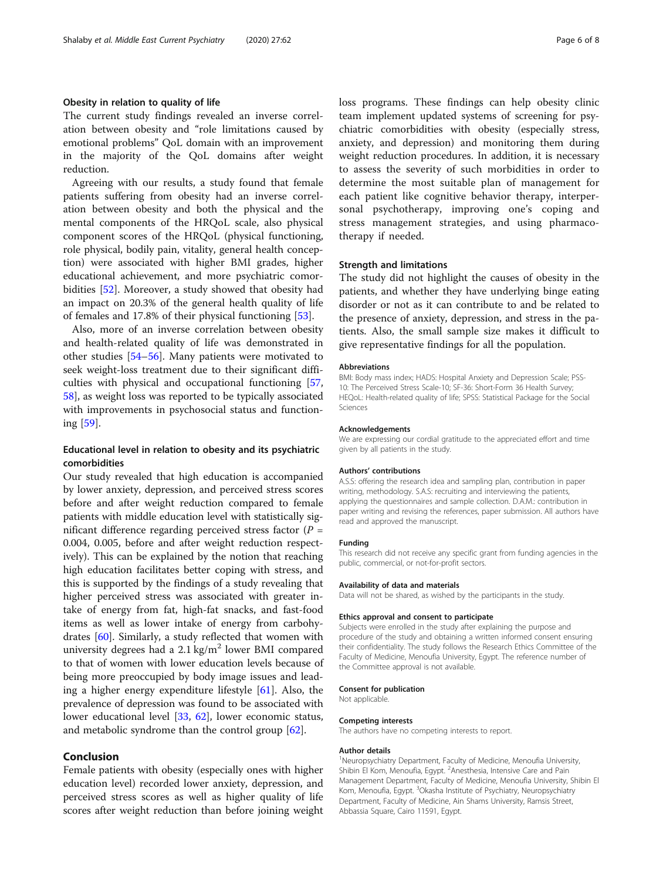### Obesity in relation to quality of life

The current study findings revealed an inverse correlation between obesity and "role limitations caused by emotional problems" QoL domain with an improvement in the majority of the QoL domains after weight reduction.

Agreeing with our results, a study found that female patients suffering from obesity had an inverse correlation between obesity and both the physical and the mental components of the HRQoL scale, also physical component scores of the HRQoL (physical functioning, role physical, bodily pain, vitality, general health conception) were associated with higher BMI grades, higher educational achievement, and more psychiatric comorbidities [52]. Moreover, a study showed that obesity had an impact on 20.3% of the general health quality of life of females and 17.8% of their physical functioning [53].

Also, more of an inverse correlation between obesity and health-related quality of life was demonstrated in other studies [54–56]. Many patients were motivated to seek weight-loss treatment due to their significant difficulties with physical and occupational functioning [57, 58], as weight loss was reported to be typically associated with improvements in psychosocial status and functioning [59].

### Educational level in relation to obesity and its psychiatric comorbidities

Our study revealed that high education is accompanied by lower anxiety, depression, and perceived stress scores before and after weight reduction compared to female patients with middle education level with statistically significant difference regarding perceived stress factor ($P$ = 0.004, 0.005, before and after weight reduction respectively). This can be explained by the notion that reaching high education facilitates better coping with stress, and this is supported by the findings of a study revealing that higher perceived stress was associated with greater intake of energy from fat, high-fat snacks, and fast-food items as well as lower intake of energy from carbohydrates [60]. Similarly, a study reflected that women with university degrees had a 2.1 $kg/m^2$ lower BMI compared to that of women with lower education levels because of being more preoccupied by body image issues and leading a higher energy expenditure lifestyle [61]. Also, the prevalence of depression was found to be associated with lower educational level [33, 62], lower economic status, and metabolic syndrome than the control group [62].

## Conclusion

Female patients with obesity (especially ones with higher education level) recorded lower anxiety, depression, and perceived stress scores as well as higher quality of life scores after weight reduction than before joining weight loss programs. These findings can help obesity clinic team implement updated systems of screening for psychiatric comorbidities with obesity (especially stress, anxiety, and depression) and monitoring them during weight reduction procedures. In addition, it is necessary to assess the severity of such morbidities in order to determine the most suitable plan of management for each patient like cognitive behavior therapy, interpersonal psychotherapy, improving one's coping and stress management strategies, and using pharmacotherapy if needed.

### Strength and limitations

The study did not highlight the causes of obesity in the patients, and whether they have underlying binge eating disorder or not as it can contribute to and be related to the presence of anxiety, depression, and stress in the patients. Also, the small sample size makes it difficult to give representative findings for all the population.

#### Abbreviations

BMI: Body mass index; HADS: Hospital Anxiety and Depression Scale; PSS-10: The Perceived Stress Scale-10; SF-36: Short-Form 36 Health Survey; HEQoL: Health-related quality of life; SPSS: Statistical Package for the Social Sciences

#### Acknowledgements

We are expressing our cordial gratitude to the appreciated effort and time given by all patients in the study.

#### Authors' contributions

A.S.S: offering the research idea and sampling plan, contribution in paper writing, methodology. S.A.S: recruiting and interviewing the patients, applying the questionnaires and sample collection. D.A.M.: contribution in paper writing and revising the references, paper submission. All authors have read and approved the manuscript.

#### Funding

This research did not receive any specific grant from funding agencies in the public, commercial, or not-for-profit sectors.

#### Availability of data and materials

Data will not be shared, as wished by the participants in the study.

#### Ethics approval and consent to participate

Subjects were enrolled in the study after explaining the purpose and procedure of the study and obtaining a written informed consent ensuring their confidentiality. The study follows the Research Ethics Committee of the Faculty of Medicine, Menoufia University, Egypt. The reference number of the Committee approval is not available.

#### Consent for publication

Not applicable.

#### Competing interests

The authors have no competing interests to report.

#### Author details

[1]Neuropsychiatry Department, Faculty of Medicine, Menoufia University, Shibin El Kom, Menoufia, Egypt. [2]Anesthesia, Intensive Care and Pain Management Department, Faculty of Medicine, Menoufia University, Shibin El Kom, Menoufia, Egypt. [3]Okasha Institute of Psychiatry, Neuropsychiatry Department, Faculty of Medicine, Ain Shams University, Ramsis Street, Abbassia Square, Cairo 11591, Egypt.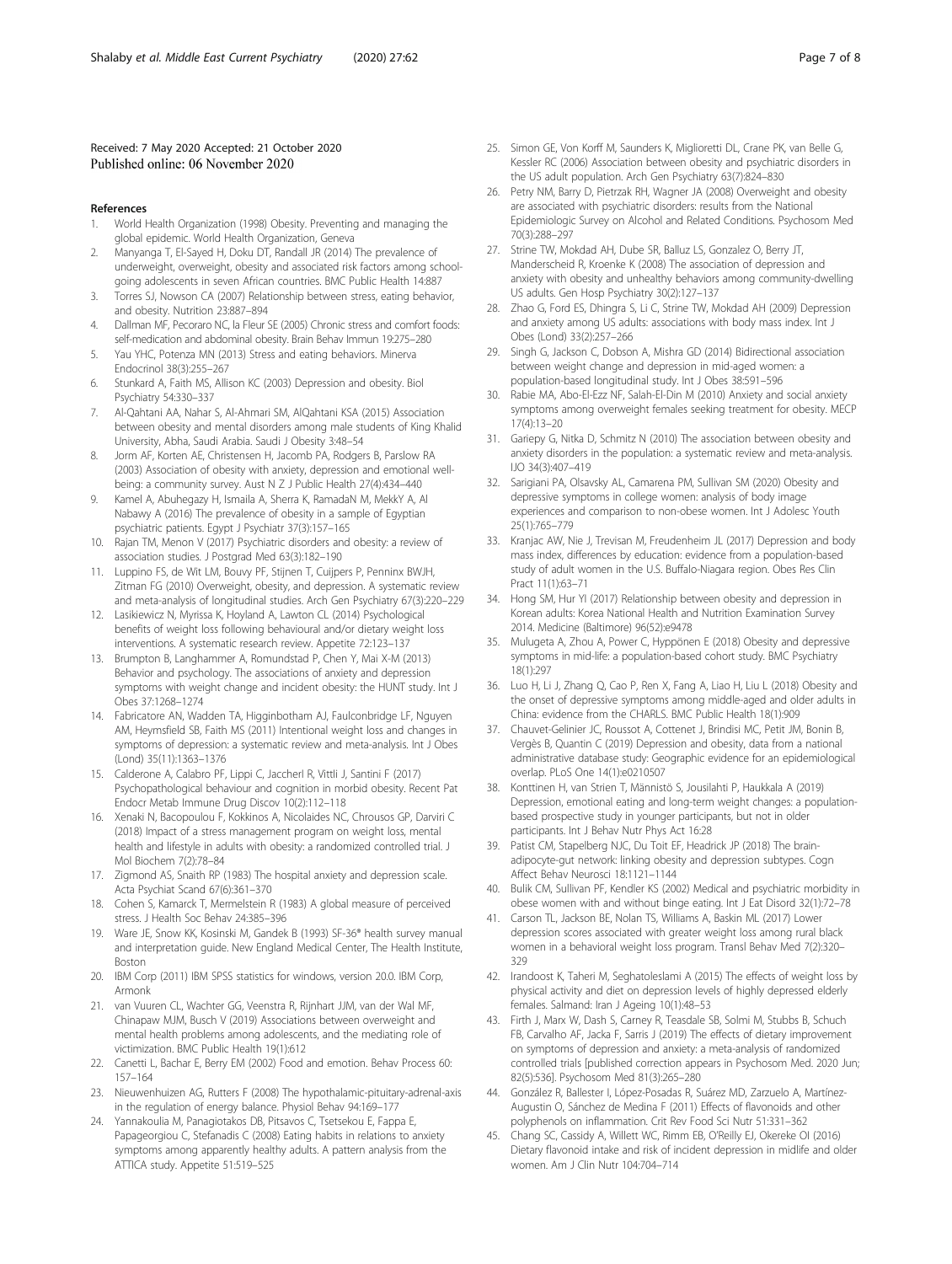Received: 7 May 2020 Accepted: 21 October 2020
Published online: 06 November 2020

## References

1. World Health Organization (1998) Obesity. Preventing and managing the global epidemic. World Health Organization, Geneva
2. Manyanga T, El-Sayed H, Doku DT, Randall JR (2014) The prevalence of underweight, overweight, obesity and associated risk factors among school-going adolescents in seven African countries. BMC Public Health 14:887
3. Torres SJ, Nowson CA (2007) Relationship between stress, eating behavior, and obesity. Nutrition 23:887–894
4. Dallman MF, Pecoraro NC, la Fleur SE (2005) Chronic stress and comfort foods: self-medication and abdominal obesity. Brain Behav Immun 19:275–280
5. Yau YHC, Potenza MN (2013) Stress and eating behaviors. Minerva Endocrinol 38(3):255–267
6. Stunkard A, Faith MS, Allison KC (2003) Depression and obesity. Biol Psychiatry 54:330–337
7. Al-Qahtani AA, Nahar S, Al-Ahmari SM, AlQahtani KSA (2015) Association between obesity and mental disorders among male students of King Khalid University, Abha, Saudi Arabia. Saudi J Obesity 3:48–54
8. Jorm AF, Korten AE, Christensen H, Jacomb PA, Rodgers B, Parslow RA (2003) Association of obesity with anxiety, depression and emotional well-being: a community survey. Aust N Z J Public Health 27(4):434–440
9. Kamel A, Abuhegazy H, Ismaila A, Sherra K, RamadaN M, MekkY A, Al Nabawy A (2016) The prevalence of obesity in a sample of Egyptian psychiatric patients. Egypt J Psychiatr 37(3):157–165
10. Rajan TM, Menon V (2017) Psychiatric disorders and obesity: a review of association studies. J Postgrad Med 63(3):182–190
11. Luppino FS, de Wit LM, Bouvy PF, Stijnen T, Cuijpers P, Penninx BWJH, Zitman FG (2010) Overweight, obesity, and depression. A systematic review and meta-analysis of longitudinal studies. Arch Gen Psychiatry 67(3):220–229
12. Lasikiewicz N, Myrissa K, Hoyland A, Lawton CL (2014) Psychological benefits of weight loss following behavioural and/or dietary weight loss interventions. A systematic research review. Appetite 72:123–137
13. Brumpton B, Langhammer A, Romundstad P, Chen Y, Mai X-M (2013) Behavior and psychology. The associations of anxiety and depression symptoms with weight change and incident obesity: the HUNT study. Int J Obes 37:1268–1274
14. Fabricatore AN, Wadden TA, Higginbotham AJ, Faulconbridge LF, Nguyen AM, Heymsfield SB, Faith MS (2011) Intentional weight loss and changes in symptoms of depression: a systematic review and meta-analysis. Int J Obes (Lond) 35(11):1363–1376
15. Calderone A, Calabro PF, Lippi C, Jaccheri R, Vittli J, Santini F (2017) Psychopathological behaviour and cognition in morbid obesity. Recent Pat Endocr Metab Immune Drug Discov 10(2):112–118
16. Xenaki N, Bacopoulou F, Kokkinos A, Nicolaides NC, Chrousos GP, Darviri C (2018) Impact of a stress management program on weight loss, mental health and lifestyle in adults with obesity: a randomized controlled trial. J Mol Biochem 7(2):78–84
17. Zigmond AS, Snaith RP (1983) The hospital anxiety and depression scale. Acta Psychiat Scand 67(6):361–370
18. Cohen S, Kamarck T, Mermelstein R (1983) A global measure of perceived stress. J Health Soc Behav 24:385–396
19. Ware JE, Snow KK, Kosinski M, Gandek B (1993) SF-36® health survey manual and interpretation guide. New England Medical Center, The Health Institute, Boston
20. IBM Corp (2011) IBM SPSS statistics for windows, version 20.0. IBM Corp, Armonk
21. van Vuuren CL, Wachter GG, Veenstra R, Rijnhart JJM, van der Wal MF, Chinapaw MJM, Busch V (2019) Associations between overweight and mental health problems among adolescents, and the mediating role of victimization. BMC Public Health 19(1):612
22. Canetti L, Bachar E, Berry EM (2002) Food and emotion. Behav Process 60: 157–164
23. Nieuwenhuizen AG, Rutters F (2008) The hypothalamic-pituitary-adrenal-axis in the regulation of energy balance. Physiol Behav 94:169–177
24. Yannakoulia M, Panagiotakos DB, Pitsavos C, Tsetsekou E, Fappa E, Papageorgiou C, Stefanadis C (2008) Eating habits in relations to anxiety symptoms among apparently healthy adults. A pattern analysis from the ATTICA study. Appetite 51:519–525
25. Simon GE, Von Korff M, Saunders K, Miglioretti DL, Crane PK, van Belle G, Kessler RC (2006) Association between obesity and psychiatric disorders in the US adult population. Arch Gen Psychiatry 63(7):824–830
26. Petry NM, Barry D, Pietrzak RH, Wagner JA (2008) Overweight and obesity are associated with psychiatric disorders: results from the National Epidemiologic Survey on Alcohol and Related Conditions. Psychosom Med 70(3):288–297
27. Strine TW, Mokdad AH, Dube SR, Balluz LS, Gonzalez O, Berry JT, Manderscheid R, Kroenke K (2008) The association of depression and anxiety with obesity and unhealthy behaviors among community-dwelling US adults. Gen Hosp Psychiatry 30(2):127–137
28. Zhao G, Ford ES, Dhingra S, Li C, Strine TW, Mokdad AH (2009) Depression and anxiety among US adults: associations with body mass index. Int J Obes (Lond) 33(2):257–266
29. Singh G, Jackson C, Dobson A, Mishra GD (2014) Bidirectional association between weight change and depression in mid-aged women: a population-based longitudinal study. Int J Obes 38:591–596
30. Rabie MA, Abo-El-Ezz NF, Salah-El-Din M (2010) Anxiety and social anxiety symptoms among overweight females seeking treatment for obesity. MECP 17(4):13–20
31. Gariepy G, Nitka D, Schmitz N (2010) The association between obesity and anxiety disorders in the population: a systematic review and meta-analysis. IJO 34(3):407–419
32. Sarigiani PA, Olsavsky AL, Camarena PM, Sullivan SM (2020) Obesity and depressive symptoms in college women: analysis of body image experiences and comparison to non-obese women. Int J Adolesc Youth 25(1):765–779
33. Kranjac AW, Nie J, Trevisan M, Freudenheim JL (2017) Depression and body mass index, differences by education: evidence from a population-based study of adult women in the U.S. Buffalo-Niagara region. Obes Res Clin Pract 11(1):63–71
34. Hong SM, Hur YI (2017) Relationship between obesity and depression in Korean adults: Korea National Health and Nutrition Examination Survey 2014. Medicine (Baltimore) 96(52):e9478
35. Mulugeta A, Zhou A, Power C, Hyppönen E (2018) Obesity and depressive symptoms in mid-life: a population-based cohort study. BMC Psychiatry 18(1):297
36. Luo H, Li J, Zhang Q, Cao P, Ren X, Fang A, Liao H, Liu L (2018) Obesity and the onset of depressive symptoms among middle-aged and older adults in China: evidence from the CHARLS. BMC Public Health 18(1):909
37. Chauvet-Gelinier JC, Roussot A, Cottenet J, Brindisi MC, Petit JM, Bonin B, Vergès B, Quantin C (2019) Depression and obesity, data from a national administrative database study: Geographic evidence for an epidemiological overlap. PLoS One 14(1):e0210507
38. Konttinen H, van Strien T, Männistö S, Jousilahti P, Haukkala A (2019) Depression, emotional eating and long-term weight changes: a population-based prospective study in younger participants, but not in older participants. Int J Behav Nutr Phys Act 16:28
39. Patist CM, Stapelberg NJC, Du Toit EF, Headrick JP (2018) The brain-adipocyte-gut network: linking obesity and depression subtypes. Cogn Affect Behav Neurosci 18:1121–1144
40. Bulik CM, Sullivan PF, Kendler KS (2002) Medical and psychiatric morbidity in obese women with and without binge eating. Int J Eat Disord 32(1):72–78
41. Carson TL, Jackson BE, Nolan TS, Williams A, Baskin ML (2017) Lower depression scores associated with greater weight loss among rural black women in a behavioral weight loss program. Transl Behav Med 7(2):320–329
42. Irandoost K, Taheri M, Seghatoleslami A (2015) The effects of weight loss by physical activity and diet on depression levels of highly depressed elderly females. Salmand: Iran J Ageing 10(1):48–53
43. Firth J, Marx W, Dash S, Carney R, Teasdale SB, Solmi M, Stubbs B, Schuch FB, Carvalho AF, Jacka F, Sarris J (2019) The effects of dietary improvement on symptoms of depression and anxiety: a meta-analysis of randomized controlled trials [published correction appears in Psychosom Med. 2020 Jun; 82(5):536]. Psychosom Med 81(3):265–280
44. González R, Ballester I, López-Posadas R, Suárez MD, Zarzuelo A, Martínez-Augustin O, Sánchez de Medina F (2011) Effects of flavonoids and other polyphenols on inflammation. Crit Rev Food Sci Nutr 51:331–362
45. Chang SC, Cassidy A, Willett WC, Rimm EB, O'Reilly EJ, Okereke OI (2016) Dietary flavonoid intake and risk of incident depression in midlife and older women. Am J Clin Nutr 104:704–714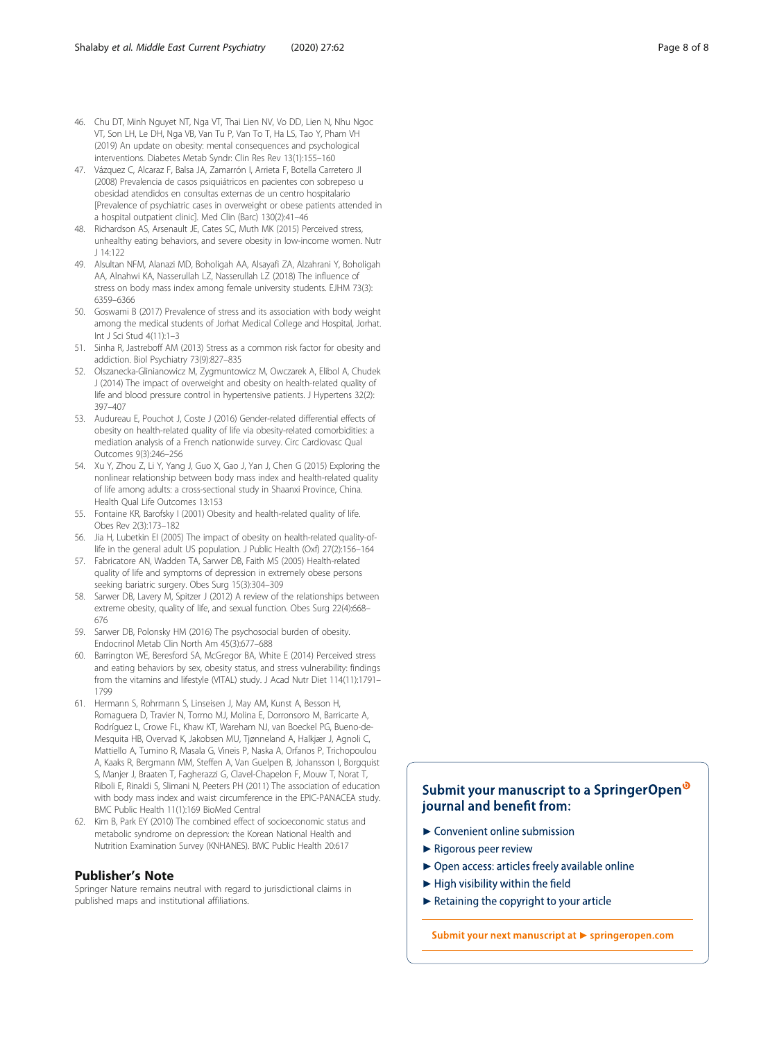46. Chu DT, Minh Nguyet NT, Nga VT, Thai Lien NV, Vo DD, Lien N, Nhu Ngoc VT, Son LH, Le DH, Nga VB, Van Tu P, Van To T, Ha LS, Tao Y, Pham VH (2019) An update on obesity: mental consequences and psychological interventions. Diabetes Metab Syndr: Clin Res Rev 13(1):155–160
47. Vázquez C, Alcaraz F, Balsa JA, Zamarrón I, Arrieta F, Botella Carretero JI (2008) Prevalencia de casos psiquiátricos en pacientes con sobrepeso u obesidad atendidos en consultas externas de un centro hospitalario [Prevalence of psychiatric cases in overweight or obese patients attended in a hospital outpatient clinic]. Med Clin (Barc) 130(2):41–46
48. Richardson AS, Arsenault JE, Cates SC, Muth MK (2015) Perceived stress, unhealthy eating behaviors, and severe obesity in low-income women. Nutr J 14:122
49. Alsultan NFM, Alanazi MD, Boholigah AA, Alsayafi ZA, Alzahrani Y, Boholigah AA, Alnahwi KA, Nasserullah LZ, Nasserullah LZ (2018) The influence of stress on body mass index among female university students. EJHM 73(3): 6359–6366
50. Goswami B (2017) Prevalence of stress and its association with body weight among the medical students of Jorhat Medical College and Hospital, Jorhat. Int J Sci Stud 4(11):1–3
51. Sinha R, Jastreboff AM (2013) Stress as a common risk factor for obesity and addiction. Biol Psychiatry 73(9):827–835
52. Olszanecka-Glinianowicz M, Zygmuntowicz M, Owczarek A, Elibol A, Chudek J (2014) The impact of overweight and obesity on health-related quality of life and blood pressure control in hypertensive patients. J Hypertens 32(2): 397–407
53. Audureau E, Pouchot J, Coste J (2016) Gender-related differential effects of obesity on health-related quality of life via obesity-related comorbidities: a mediation analysis of a French nationwide survey. Circ Cardiovasc Qual Outcomes 9(3):246–256
54. Xu Y, Zhou Z, Li Y, Yang J, Guo X, Gao J, Yan J, Chen G (2015) Exploring the nonlinear relationship between body mass index and health-related quality of life among adults: a cross-sectional study in Shaanxi Province, China. Health Qual Life Outcomes 13:153
55. Fontaine KR, Barofsky I (2001) Obesity and health-related quality of life. Obes Rev 2(3):173–182
56. Jia H, Lubetkin EI (2005) The impact of obesity on health-related quality-of-life in the general adult US population. J Public Health (Oxf) 27(2):156–164
57. Fabricatore AN, Wadden TA, Sarwer DB, Faith MS (2005) Health-related quality of life and symptoms of depression in extremely obese persons seeking bariatric surgery. Obes Surg 15(3):304–309
58. Sarwer DB, Lavery M, Spitzer J (2012) A review of the relationships between extreme obesity, quality of life, and sexual function. Obes Surg 22(4):668–676
59. Sarwer DB, Polonsky HM (2016) The psychosocial burden of obesity. Endocrinol Metab Clin North Am 45(3):677–688
60. Barrington WE, Beresford SA, McGregor BA, White E (2014) Perceived stress and eating behaviors by sex, obesity status, and stress vulnerability: findings from the vitamins and lifestyle (VITAL) study. J Acad Nutr Diet 114(11):1791–1799
61. Hermann S, Rohrmann S, Linseisen J, May AM, Kunst A, Besson H, Romaguera D, Travier N, Tormo MJ, Molina E, Dorronsoro M, Barricarte A, Rodríguez L, Crowe FL, Khaw KT, Wareham NJ, van Boeckel PG, Bueno-de-Mesquita HB, Overvad K, Jakobsen MU, Tjønneland A, Halkjær J, Agnoli C, Mattiello A, Tumino R, Masala G, Vineis P, Naska A, Orfanos P, Trichopoulou A, Kaaks R, Bergmann MM, Steffen A, Van Guelpen B, Johansson I, Borgquist S, Manjer J, Braaten T, Fagherazzi G, Clavel-Chapelon F, Mouw T, Norat T, Riboli E, Rinaldi S, Slimani N, Peeters PH (2011) The association of education with body mass index and waist circumference in the EPIC-PANACEA study. BMC Public Health 11(1):169 BioMed Central
62. Kim B, Park EY (2010) The combined effect of socioeconomic status and metabolic syndrome on depression: the Korean National Health and Nutrition Examination Survey (KNHANES). BMC Public Health 20:617

## Publisher's Note

Springer Nature remains neutral with regard to jurisdictional claims in published maps and institutional affiliations.

**Submit your manuscript to a SpringerOpen journal and benefit from:**

- Convenient online submission
- Rigorous peer review
- Open access: articles freely available online
- High visibility within the field
- Retaining the copyright to your article

**Submit your next manuscript at ▶ springeropen.com**